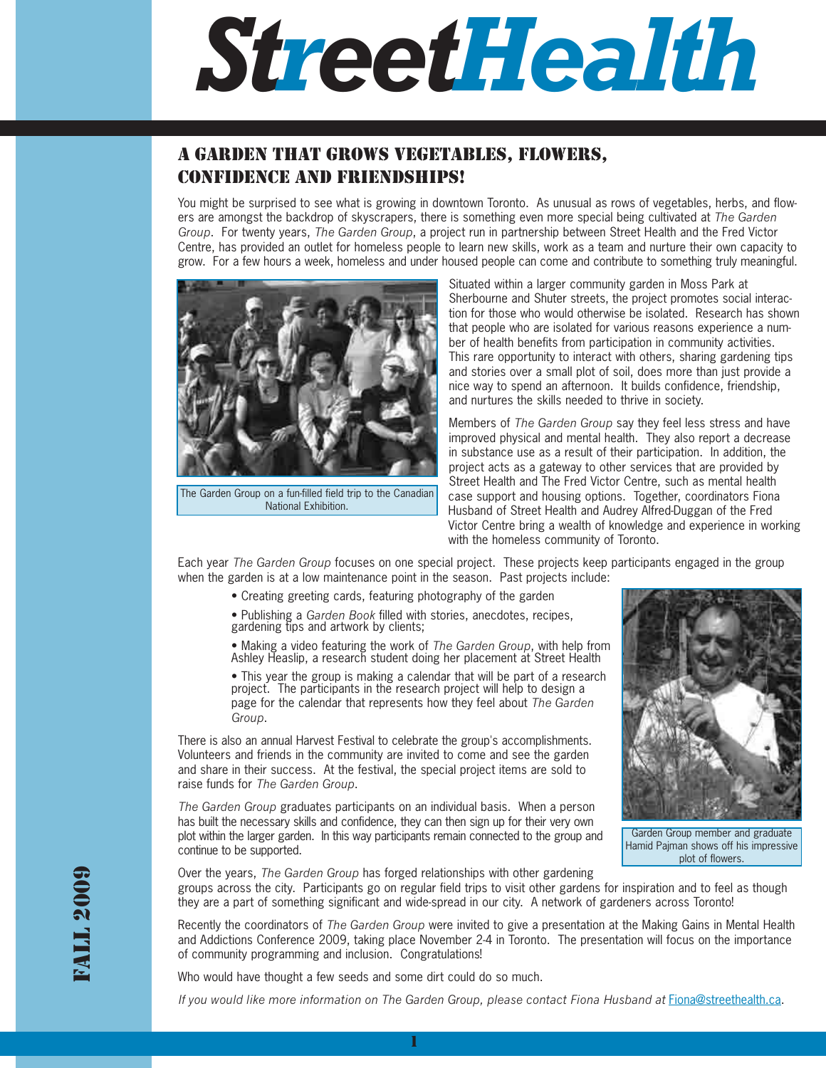# StreetHealth

## A GARDEN THAT GROWS VEGETABLES, FLOWERS, CONFIDENCE AND FRIENDSHIPS!

You might be surprised to see what is growing in downtown Toronto. As unusual as rows of vegetables, herbs, and flowers are amongst the backdrop of skyscrapers, there is something even more special being cultivated at *The Garden Group*. For twenty years, *The Garden Group*, a project run in partnership between Street Health and the Fred Victor Centre, has provided an outlet for homeless people to learn new skills, work as a team and nurture their own capacity to grow. For a few hours a week, homeless and under housed people can come and contribute to something truly meaningful.

The Garden Group on a fun-filled field trip to the Canadian National Exhibition.

Situated within a larger community garden in Moss Park at Sherbourne and Shuter streets, the project promotes social interaction for those who would otherwise be isolated. Research has shown that people who are isolated for various reasons experience a number of health benefits from participation in community activities. This rare opportunity to interact with others, sharing gardening tips and stories over a small plot of soil, does more than just provide a nice way to spend an afternoon. It builds confidence, friendship, and nurtures the skills needed to thrive in society.

Members of *The Garden Group* say they feel less stress and have improved physical and mental health. They also report a decrease in substance use as a result of their participation. In addition, the project acts as a gateway to other services that are provided by Street Health and The Fred Victor Centre, such as mental health case support and housing options. Together, coordinators Fiona Husband of Street Health and Audrey Alfred-Duggan of the Fred Victor Centre bring a wealth of knowledge and experience in working with the homeless community of Toronto.

Each year *The Garden Group* focuses on one special project. These projects keep participants engaged in the group when the garden is at a low maintenance point in the season. Past projects include:

- Creating greeting cards, featuring photography of the garden
- Publishing a *Garden Book* filled with stories, anecdotes, recipes, gardening tips and artwork by clients;
- Making a video featuring the work of *The Garden Group*, with help from Ashley Heaslip, a research student doing her placement at Street Health
- This year the group is making a calendar that will be part of a research project. The participants in the research project will help to design a page for the calendar that represents how they feel about *The Garden Group*.

There is also an annual Harvest Festival to celebrate the group's accomplishments. Volunteers and friends in the community are invited to come and see the garden and share in their success. At the festival, the special project items are sold to raise funds for *The Garden Group*.

*The Garden Group* graduates participants on an individual basis. When a person has built the necessary skills and confidence, they can then sign up for their very own plot within the larger garden. In this way participants remain connected to the group and continue to be supported.

Garden Group member and graduate Hamid Pajman shows off his impressive plot of flowers.

Over the years, *The Garden Group* has forged relationships with other gardening groups across the city. Participants go on regular field trips to visit other gardens for inspiration and to feel as though they are a part of something significant and wide-spread in our city. A network of gardeners across Toronto!

Recently the coordinators of *The Garden Group* were invited to give a presentation at the Making Gains in Mental Health and Addictions Conference 2009, taking place November 2-4 in Toronto. The presentation will focus on the importance of community programming and inclusion. Congratulations!

Who would have thought a few seeds and some dirt could do so much.

*If you would like more information on The Garden Group, please contact Fiona Husband at* Fiona@streethealth.ca.

FALL 2009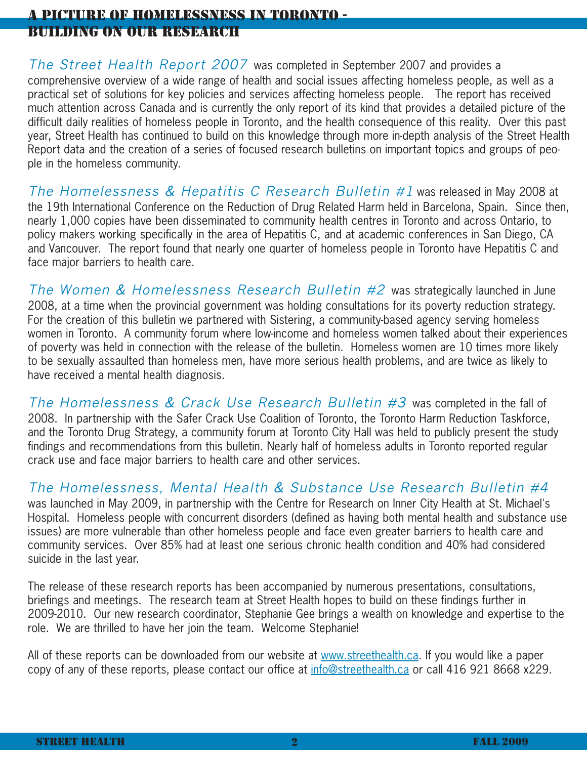# A PICTURE OF HOMELESSNESS IN TORONTO - BUILDING ON OUR RESEARCH

*The Street Health Report 2007* was completed in September 2007 and provides a comprehensive overview of a wide range of health and social issues affecting homeless people, as well as a practical set of solutions for key policies and services affecting homeless people. The report has received much attention across Canada and is currently the only report of its kind that provides a detailed picture of the difficult daily realities of homeless people in Toronto, and the health consequence of this reality. Over this past year, Street Health has continued to build on this knowledge through more in-depth analysis of the Street Health Report data and the creation of a series of focused research bulletins on important topics and groups of people in the homeless community.

*The Homelessness & Hepatitis C Research Bulletin #1* was released in May 2008 at the 19th International Conference on the Reduction of Drug Related Harm held in Barcelona, Spain. Since then, nearly 1,000 copies have been disseminated to community health centres in Toronto and across Ontario, to policy makers working specifically in the area of Hepatitis C, and at academic conferences in San Diego, CA and Vancouver. The report found that nearly one quarter of homeless people in Toronto have Hepatitis C and face major barriers to health care.

*The Women & Homelessness Research Bulletin #2* was strategically launched in June 2008, at a time when the provincial government was holding consultations for its poverty reduction strategy. For the creation of this bulletin we partnered with Sistering, a community-based agency serving homeless women in Toronto. A community forum where low-income and homeless women talked about their experiences of poverty was held in connection with the release of the bulletin. Homeless women are 10 times more likely to be sexually assaulted than homeless men, have more serious health problems, and are twice as likely to have received a mental health diagnosis.

*The Homelessness & Crack Use Research Bulletin #3* was completed in the fall of 2008. In partnership with the Safer Crack Use Coalition of Toronto, the Toronto Harm Reduction Taskforce, and the Toronto Drug Strategy, a community forum at Toronto City Hall was held to publicly present the study findings and recommendations from this bulletin. Nearly half of homeless adults in Toronto reported regular crack use and face major barriers to health care and other services.

*The Homelessness, Mental Health & Substance Use Research Bulletin #4* was launched in May 2009, in partnership with the Centre for Research on Inner City Health at St. Michael's Hospital. Homeless people with concurrent disorders (defined as having both mental health and substance use issues) are more vulnerable than other homeless people and face even greater barriers to health care and community services. Over 85% had at least one serious chronic health condition and 40% had considered suicide in the last year.

The release of these research reports has been accompanied by numerous presentations, consultations, briefings and meetings. The research team at Street Health hopes to build on these findings further in 2009-2010. Our new research coordinator, Stephanie Gee brings a wealth on knowledge and expertise to the role. We are thrilled to have her join the team. Welcome Stephanie!

All of these reports can be downloaded from our website at [www.streethealth.ca](http://www.streethealth.ca). If you would like a paper copy of any of these reports, please contact our office at [info@streethealth.ca](mailto:info@streethealth.ca) or call 416 921 8668 x229.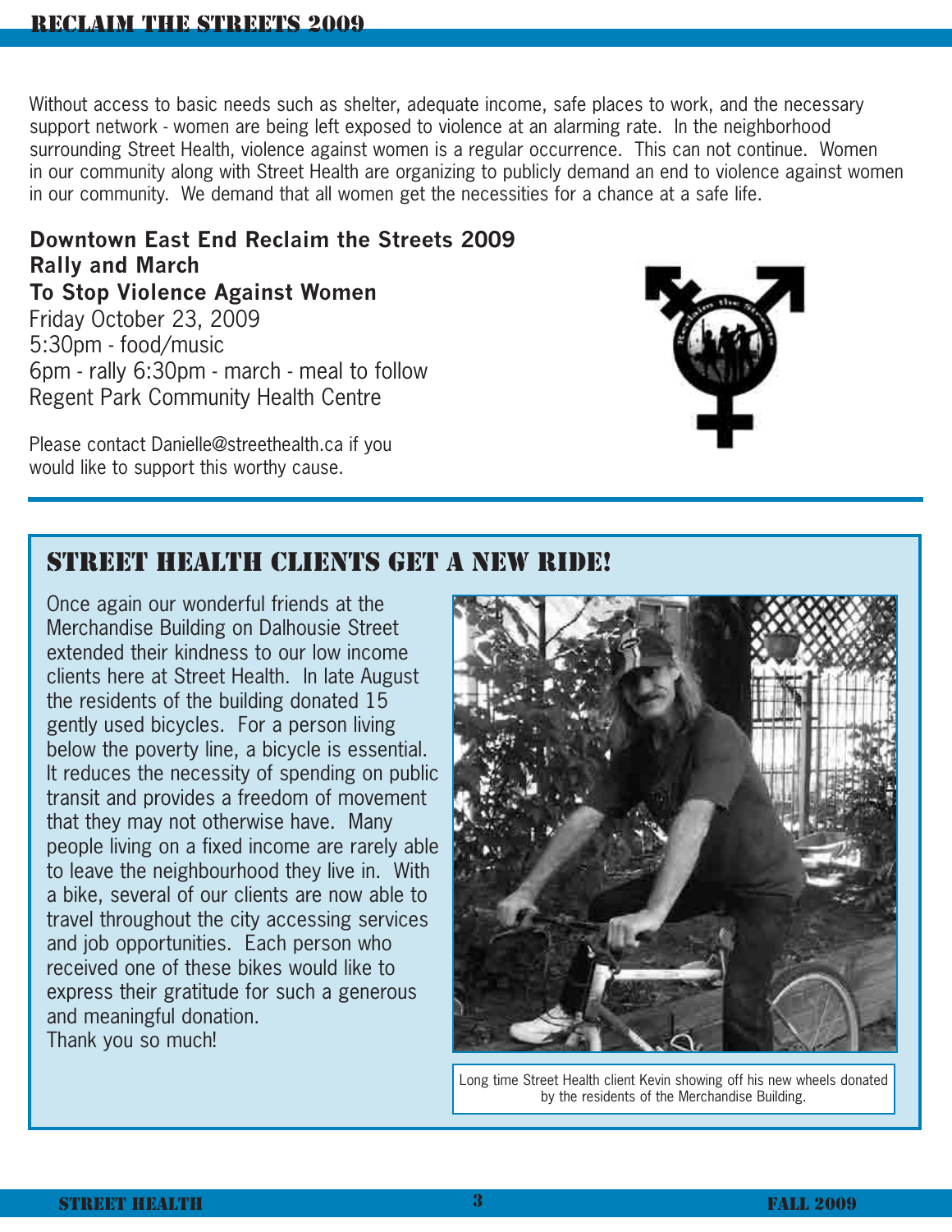# RECLAIM THE STREETS 2009

Without access to basic needs such as shelter, adequate income, safe places to work, and the necessary support network - women are being left exposed to violence at an alarming rate. In the neighborhood surrounding Street Health, violence against women is a regular occurrence. This can not continue. Women in our community along with Street Health are organizing to publicly demand an end to violence against women in our community. We demand that all women get the necessities for a chance at a safe life.

**Downtown East End Reclaim the Streets 2009**
**Rally and March**
**To Stop Violence Against Women**
Friday October 23, 2009
5:30pm - food/music
6pm - rally 6:30pm - march - meal to follow
Regent Park Community Health Centre

Please contact Danielle@streethealth.ca if you would like to support this worthy cause.

## STREET HEALTH CLIENTS GET A NEW RIDE!

Once again our wonderful friends at the Merchandise Building on Dalhousie Street extended their kindness to our low income clients here at Street Health. In late August the residents of the building donated 15 gently used bicycles. For a person living below the poverty line, a bicycle is essential. It reduces the necessity of spending on public transit and provides a freedom of movement that they may not otherwise have. Many people living on a fixed income are rarely able to leave the neighbourhood they live in. With a bike, several of our clients are now able to travel throughout the city accessing services and job opportunities. Each person who received one of these bikes would like to express their gratitude for such a generous and meaningful donation.
Thank you so much!

Long time Street Health client Kevin showing off his new wheels donated by the residents of the Merchandise Building.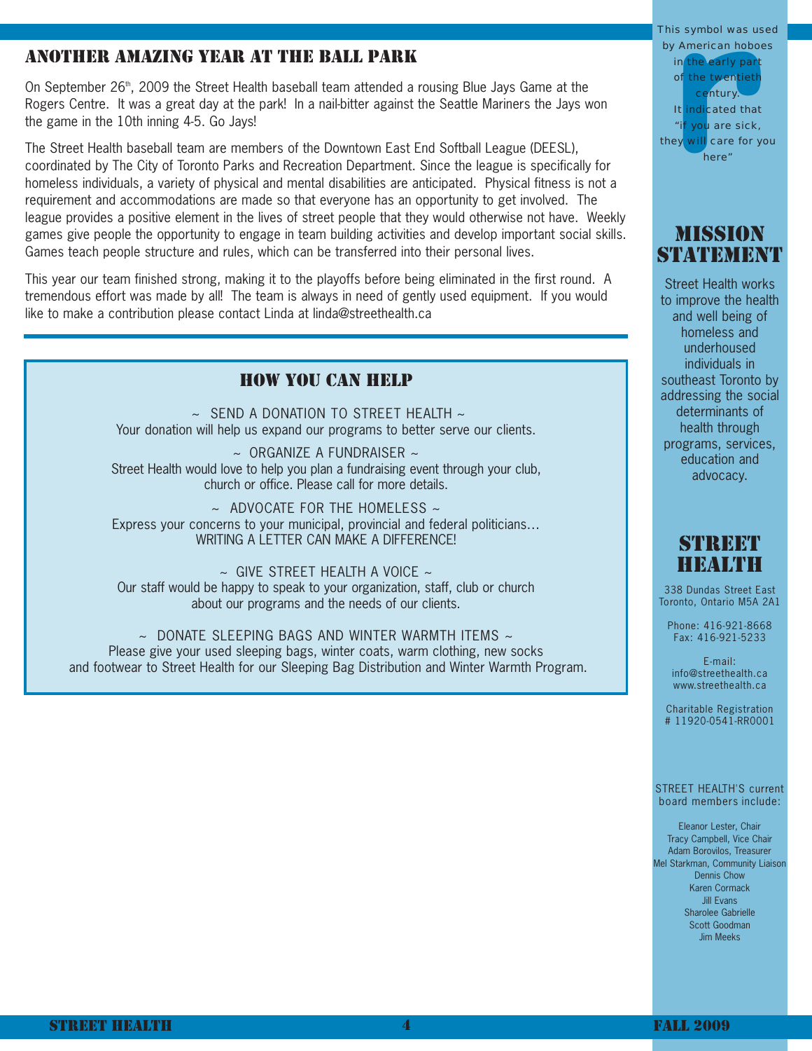## ANOTHER AMAZING YEAR AT THE BALL PARK

On September 26th, 2009 the Street Health baseball team attended a rousing Blue Jays Game at the Rogers Centre. It was a great day at the park! In a nail-bitter against the Seattle Mariners the Jays won the game in the 10th inning 4-5. Go Jays!

The Street Health baseball team are members of the Downtown East End Softball League (DEESL), coordinated by The City of Toronto Parks and Recreation Department. Since the league is specifically for homeless individuals, a variety of physical and mental disabilities are anticipated. Physical fitness is not a requirement and accommodations are made so that everyone has an opportunity to get involved. The league provides a positive element in the lives of street people that they would otherwise not have. Weekly games give people the opportunity to engage in team building activities and develop important social skills. Games teach people structure and rules, which can be transferred into their personal lives.

This year our team finished strong, making it to the playoffs before being eliminated in the first round. A tremendous effort was made by all! The team is always in need of gently used equipment. If you would like to make a contribution please contact Linda at linda@streethealth.ca

## HOW YOU CAN HELP

~ SEND A DONATION TO STREET HEALTH ~
Your donation will help us expand our programs to better serve our clients.

~ ORGANIZE A FUNDRAISER ~
Street Health would love to help you plan a fundraising event through your club, church or office. Please call for more details.

~ ADVOCATE FOR THE HOMELESS ~
Express your concerns to your municipal, provincial and federal politicians… WRITING A LETTER CAN MAKE A DIFFERENCE!

~ GIVE STREET HEALTH A VOICE ~
Our staff would be happy to speak to your organization, staff, club or church about our programs and the needs of our clients.

~ DONATE SLEEPING BAGS AND WINTER WARMTH ITEMS ~
Please give your used sleeping bags, winter coats, warm clothing, new socks and footwear to Street Health for our Sleeping Bag Distribution and Winter Warmth Program.

This symbol was used by American hoboes in the early part of the twentieth century. It indicated that "if you are sick, they will care for you here"

## MISSION STATEMENT

Street Health works to improve the health and well being of homeless and underhoused individuals in southeast Toronto by addressing the social determinants of health through programs, services, education and advocacy.

## STREET HEALTH

338 Dundas Street East
Toronto, Ontario M5A 2A1

Phone: 416-921-8668
Fax: 416-921-5233

E-mail:
info@streethealth.ca
www.streethealth.ca

Charitable Registration
# 11920-0541-RR0001

STREET HEALTH'S current board members include:

Eleanor Lester, Chair
Tracy Campbell, Vice Chair
Adam Borovilos, Treasurer
Mel Starkman, Community Liaison
Dennis Chow
Karen Cormack
Jill Evans
Sharolee Gabrielle
Scott Goodman
Jim Meeks